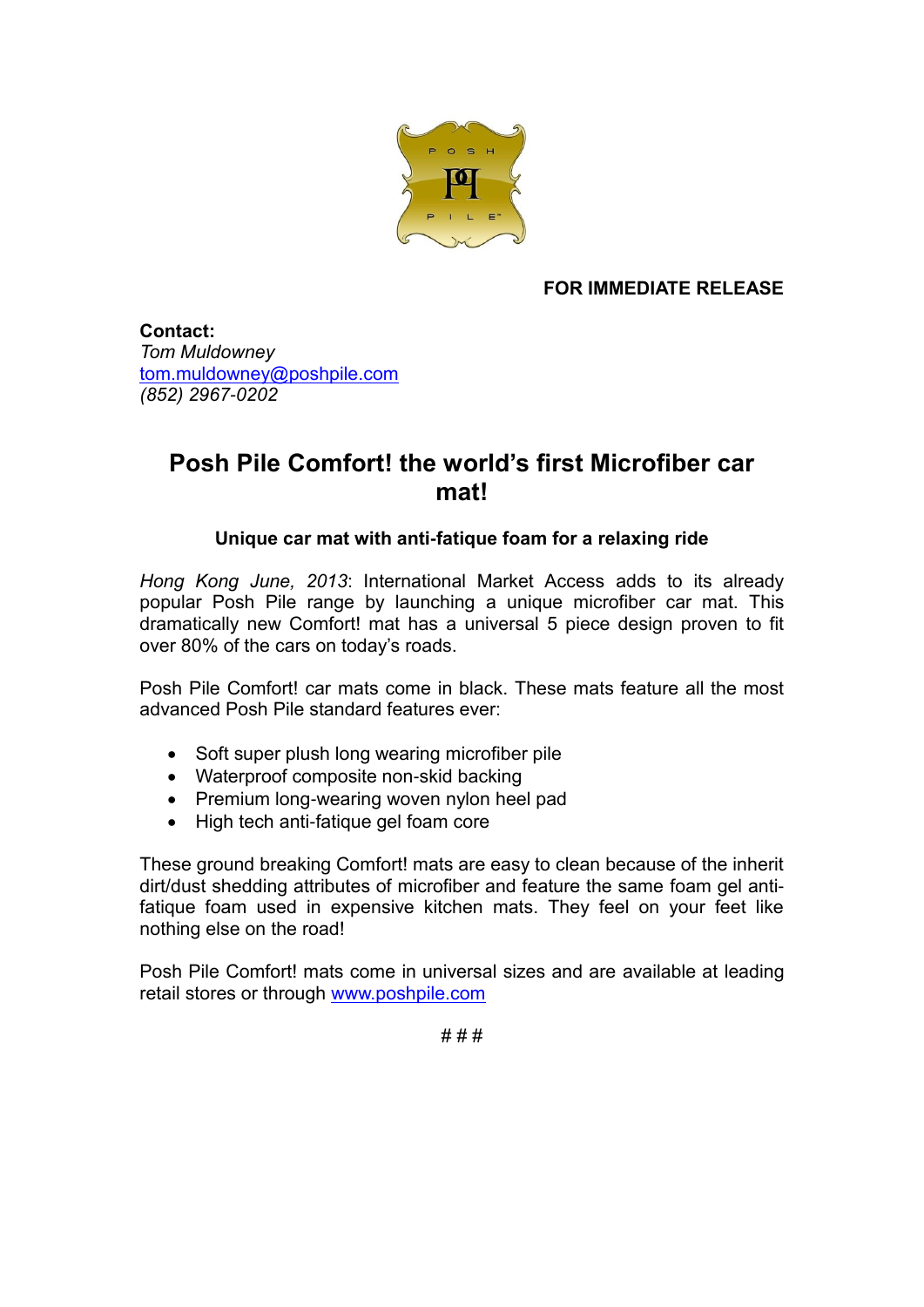**FOR IMMEDIATE RELEASE**

**Contact:**
*Tom Muldowney*
[tom.muldowney@poshpile.com](mailto:tom.muldowney@poshpile.com)
*(852) 2967-0202*

# Posh Pile Comfort! the world's first Microfiber car mat!

### Unique car mat with anti-fatique foam for a relaxing ride

*Hong Kong June, 2013*: International Market Access adds to its already popular Posh Pile range by launching a unique microfiber car mat. This dramatically new Comfort! mat has a universal 5 piece design proven to fit over 80% of the cars on today's roads.

Posh Pile Comfort! car mats come in black. These mats feature all the most advanced Posh Pile standard features ever:

- Soft super plush long wearing microfiber pile
- Waterproof composite non-skid backing
- Premium long-wearing woven nylon heel pad
- High tech anti-fatique gel foam core

These ground breaking Comfort! mats are easy to clean because of the inherit dirt/dust shedding attributes of microfiber and feature the same foam gel anti-fatique foam used in expensive kitchen mats. They feel on your feet like nothing else on the road!

Posh Pile Comfort! mats come in universal sizes and are available at leading retail stores or through [www.poshpile.com](http://www.poshpile.com)

# # #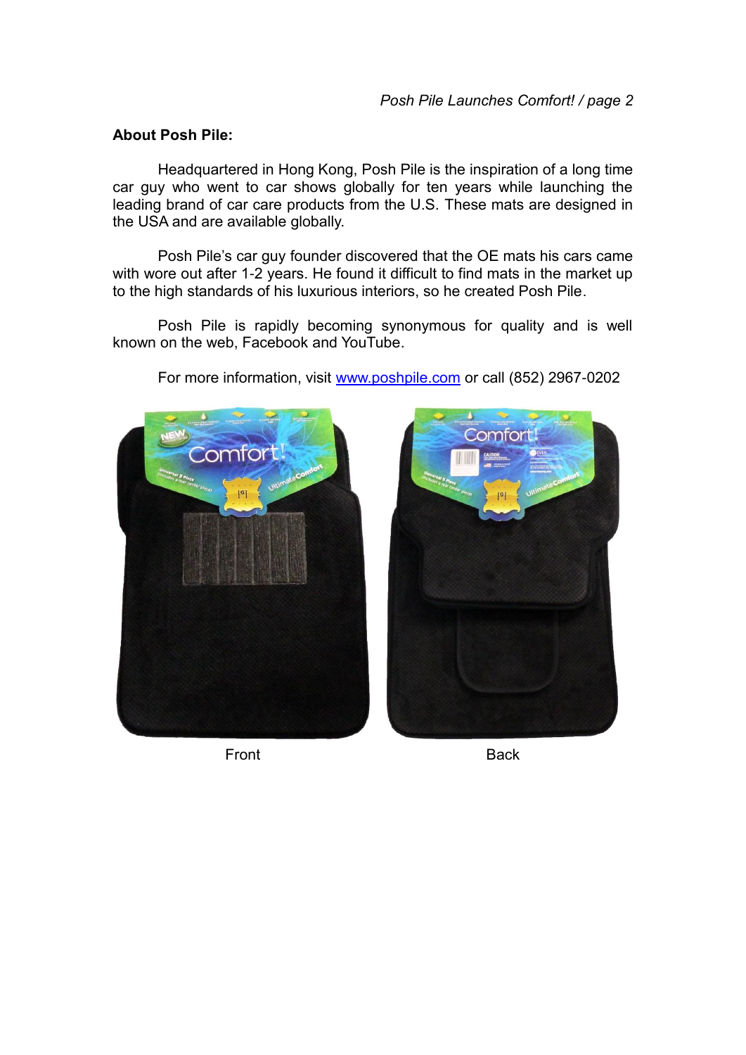**About Posh Pile:**

Headquartered in Hong Kong, Posh Pile is the inspiration of a long time car guy who went to car shows globally for ten years while launching the leading brand of car care products from the U.S. These mats are designed in the USA and are available globally.

Posh Pile's car guy founder discovered that the OE mats his cars came with wore out after 1-2 years. He found it difficult to find mats in the market up to the high standards of his luxurious interiors, so he created Posh Pile.

Posh Pile is rapidly becoming synonymous for quality and is well known on the web, Facebook and YouTube.

For more information, visit www.poshpile.com or call (852) 2967-0202

Front

Back